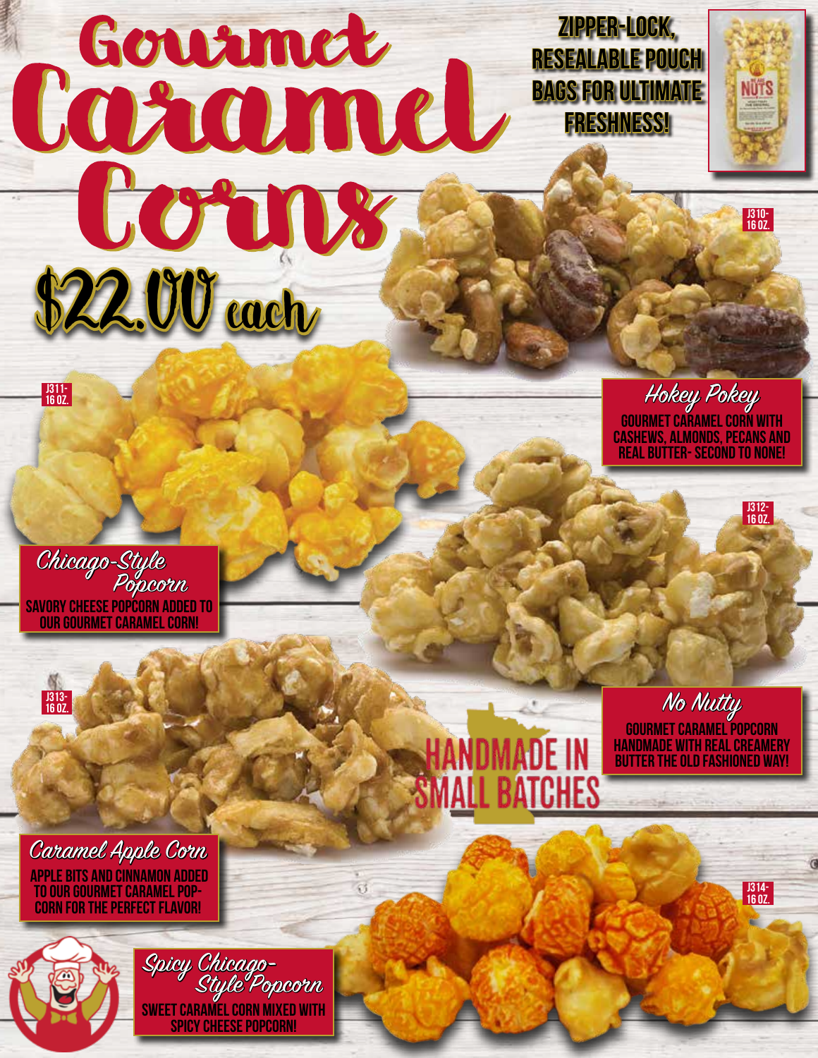# Gourmet Caramel Corns

## $22.00 each

**ZIPPER-LOCK, RESEALABLE POUCH BAGS FOR ULTIMATE FRESHNESS!**

J310- 16 OZ.

### *Hokey Pokey*

GOURMET CARAMEL CORN WITH CASHEWS, ALMONDS, PECANS AND REAL BUTTER- SECOND TO NONE!

J311- 16 OZ.

### *Chicago-Style Popcorn*

SAVORY CHEESE POPCORN ADDED TO OUR GOURMET CARAMEL CORN!

J312- 16 OZ.

### *No Nutty*

GOURMET CARAMEL POPCORN HANDMADE WITH REAL CREAMERY BUTTER THE OLD FASHIONED WAY!

J313- 16 OZ.

### *Caramel Apple Corn*

APPLE BITS AND CINNAMON ADDED TO OUR GOURMET CARAMEL POPCORN FOR THE PERFECT FLAVOR!

**HANDMADE IN SMALL BATCHES**

J314- 16 OZ.

### *Spicy Chicago-Style Popcorn*

SWEET CARAMEL CORN MIXED WITH SPICY CHEESE POPCORN!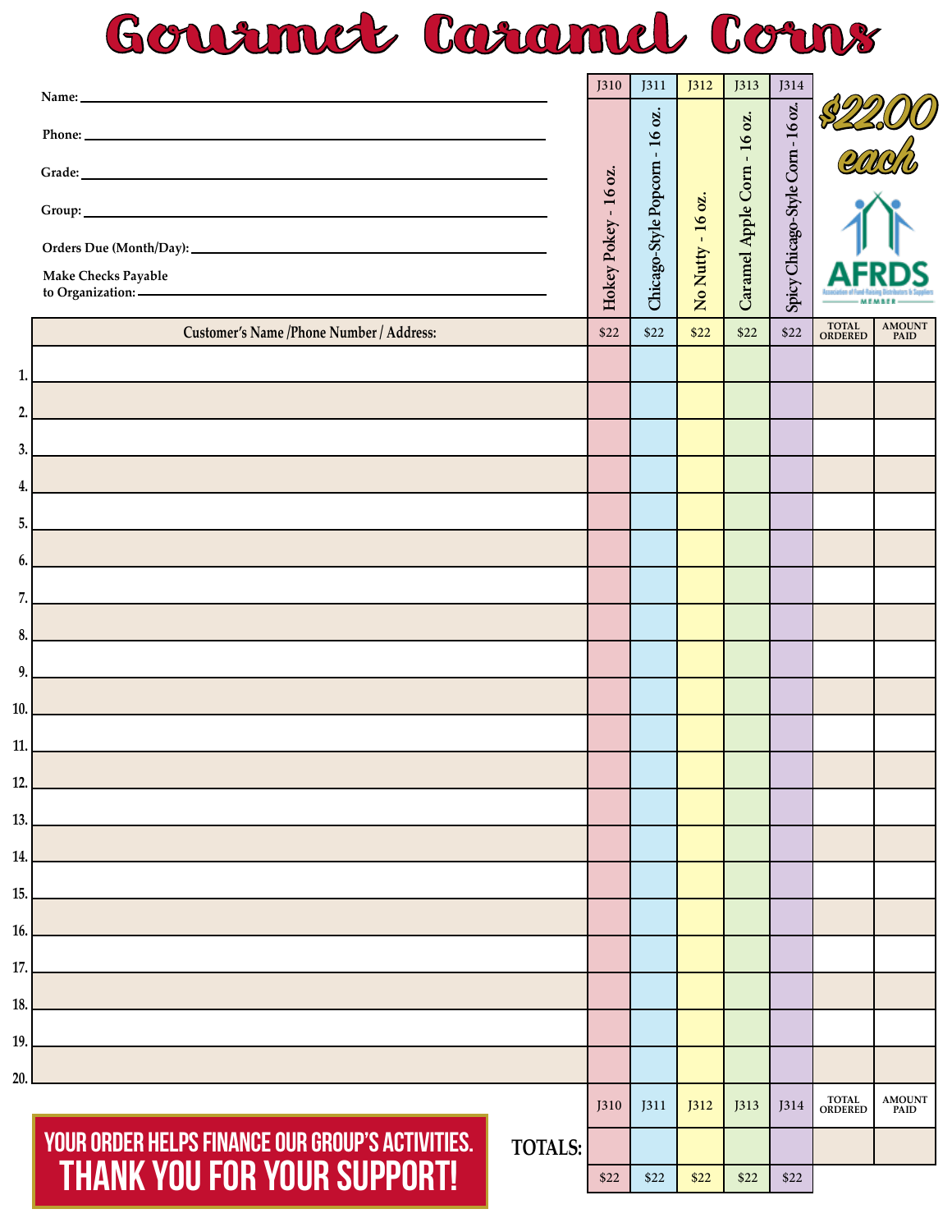# Gourmet Caramel Corns

Name: ______________________________

Phone: ______________________________

Grade: ______________________________

Group: ______________________________

Orders Due (Month/Day): ______________________________

Make Checks Payable to Organization: ______________________________

**$22.00 each**

AFRDS
Association of Fund-Raising Distributors & Suppliers
MEMBER

| | Customer's Name /Phone Number / Address: | J310 Hokey Pokey - 16 oz. | J311 Chicago-Style Popcorn - 16 oz. | J312 No Nutty - 16 oz. | J313 Caramel Apple Corn - 16 oz. | J314 Spicy Chicago-Style Corn - 16 oz. | TOTAL ORDERED | AMOUNT PAID |
|---|---|---|---|---|---|---|---|---|
| | | $22 | $22 | $22 | $22 | $22 | | |
| 1. | | | | | | | | |
| 2. | | | | | | | | |
| 3. | | | | | | | | |
| 4. | | | | | | | | |
| 5. | | | | | | | | |
| 6. | | | | | | | | |
| 7. | | | | | | | | |
| 8. | | | | | | | | |
| 9. | | | | | | | | |
| 10. | | | | | | | | |
| 11. | | | | | | | | |
| 12. | | | | | | | | |
| 13. | | | | | | | | |
| 14. | | | | | | | | |
| 15. | | | | | | | | |
| 16. | | | | | | | | |
| 17. | | | | | | | | |
| 18. | | | | | | | | |
| 19. | | | | | | | | |
| 20. | | | | | | | | |
| | | J310 | J311 | J312 | J313 | J314 | TOTAL ORDERED | AMOUNT PAID |
| | TOTALS: | | | | | | | |
| | | $22 | $22 | $22 | $22 | $22 | | |

**YOUR ORDER HELPS FINANCE OUR GROUP'S ACTIVITIES.**
**THANK YOU FOR YOUR SUPPORT!**